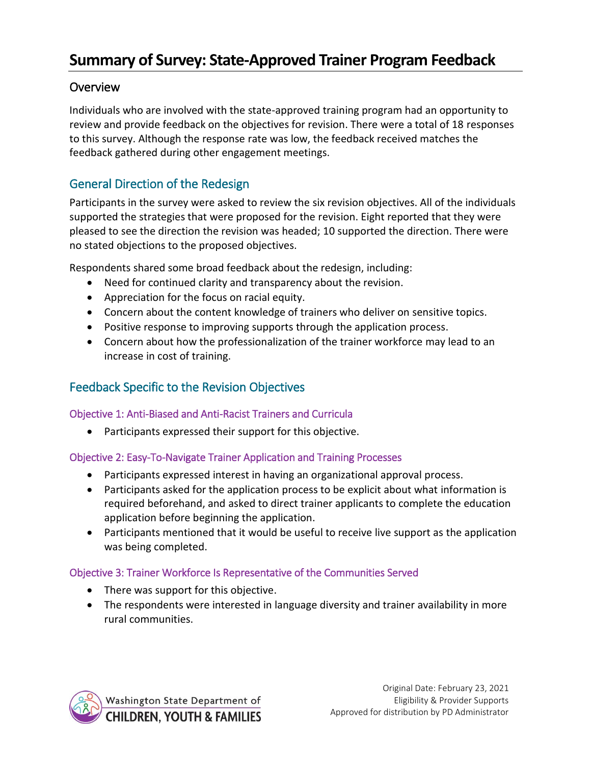# Summary of Survey: State-Approved Trainer Program Feedback

## Overview

Individuals who are involved with the state-approved training program had an opportunity to review and provide feedback on the objectives for revision. There were a total of 18 responses to this survey. Although the response rate was low, the feedback received matches the feedback gathered during other engagement meetings.

## General Direction of the Redesign

Participants in the survey were asked to review the six revision objectives. All of the individuals supported the strategies that were proposed for the revision. Eight reported that they were pleased to see the direction the revision was headed; 10 supported the direction. There were no stated objections to the proposed objectives.

Respondents shared some broad feedback about the redesign, including:

- Need for continued clarity and transparency about the revision.
- Appreciation for the focus on racial equity.
- Concern about the content knowledge of trainers who deliver on sensitive topics.
- Positive response to improving supports through the application process.
- Concern about how the professionalization of the trainer workforce may lead to an increase in cost of training.

## Feedback Specific to the Revision Objectives

### Objective 1: Anti-Biased and Anti-Racist Trainers and Curricula

- Participants expressed their support for this objective.

### Objective 2: Easy-To-Navigate Trainer Application and Training Processes

- Participants expressed interest in having an organizational approval process.
- Participants asked for the application process to be explicit about what information is required beforehand, and asked to direct trainer applicants to complete the education application before beginning the application.
- Participants mentioned that it would be useful to receive live support as the application was being completed.

### Objective 3: Trainer Workforce Is Representative of the Communities Served

- There was support for this objective.
- The respondents were interested in language diversity and trainer availability in more rural communities.

Original Date: February 23, 2021
Eligibility & Provider Supports
Approved for distribution by PD Administrator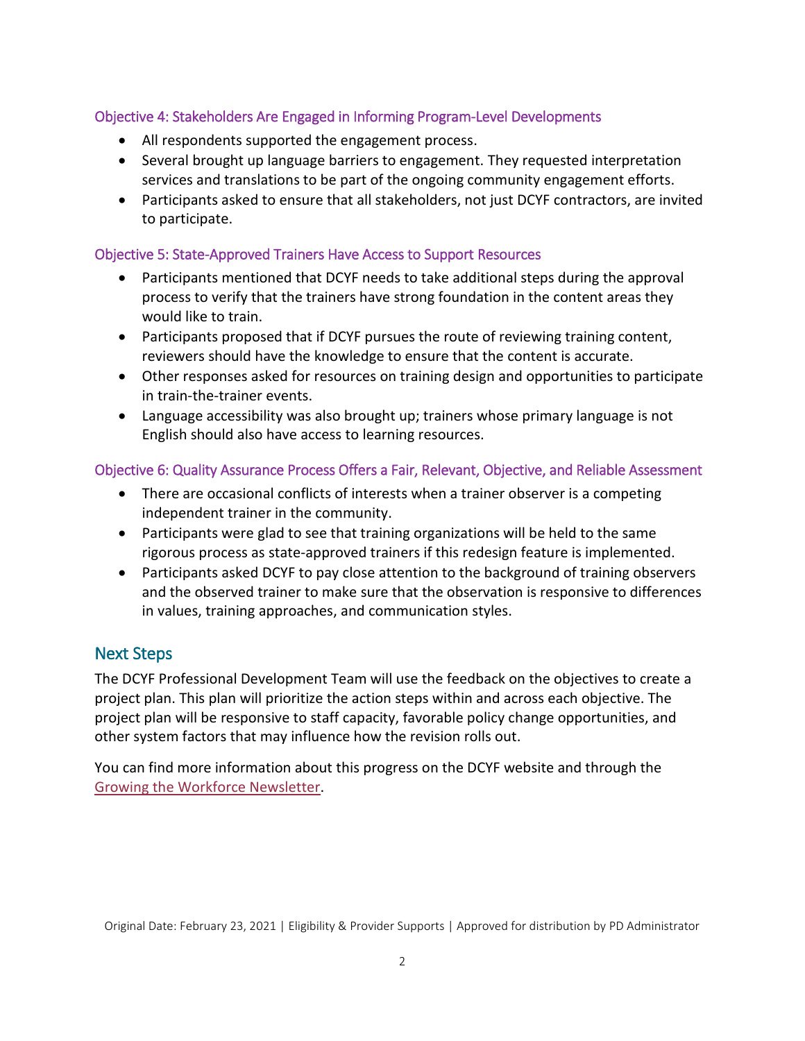### Objective 4: Stakeholders Are Engaged in Informing Program-Level Developments

- All respondents supported the engagement process.
- Several brought up language barriers to engagement. They requested interpretation services and translations to be part of the ongoing community engagement efforts.
- Participants asked to ensure that all stakeholders, not just DCYF contractors, are invited to participate.

### Objective 5: State-Approved Trainers Have Access to Support Resources

- Participants mentioned that DCYF needs to take additional steps during the approval process to verify that the trainers have strong foundation in the content areas they would like to train.
- Participants proposed that if DCYF pursues the route of reviewing training content, reviewers should have the knowledge to ensure that the content is accurate.
- Other responses asked for resources on training design and opportunities to participate in train-the-trainer events.
- Language accessibility was also brought up; trainers whose primary language is not English should also have access to learning resources.

### Objective 6: Quality Assurance Process Offers a Fair, Relevant, Objective, and Reliable Assessment

- There are occasional conflicts of interests when a trainer observer is a competing independent trainer in the community.
- Participants were glad to see that training organizations will be held to the same rigorous process as state-approved trainers if this redesign feature is implemented.
- Participants asked DCYF to pay close attention to the background of training observers and the observed trainer to make sure that the observation is responsive to differences in values, training approaches, and communication styles.

## Next Steps

The DCYF Professional Development Team will use the feedback on the objectives to create a project plan. This plan will prioritize the action steps within and across each objective. The project plan will be responsive to staff capacity, favorable policy change opportunities, and other system factors that may influence how the revision rolls out.

You can find more information about this progress on the DCYF website and through the [Growing the Workforce Newsletter](#).

Original Date: February 23, 2021 | Eligibility & Provider Supports | Approved for distribution by PD Administrator